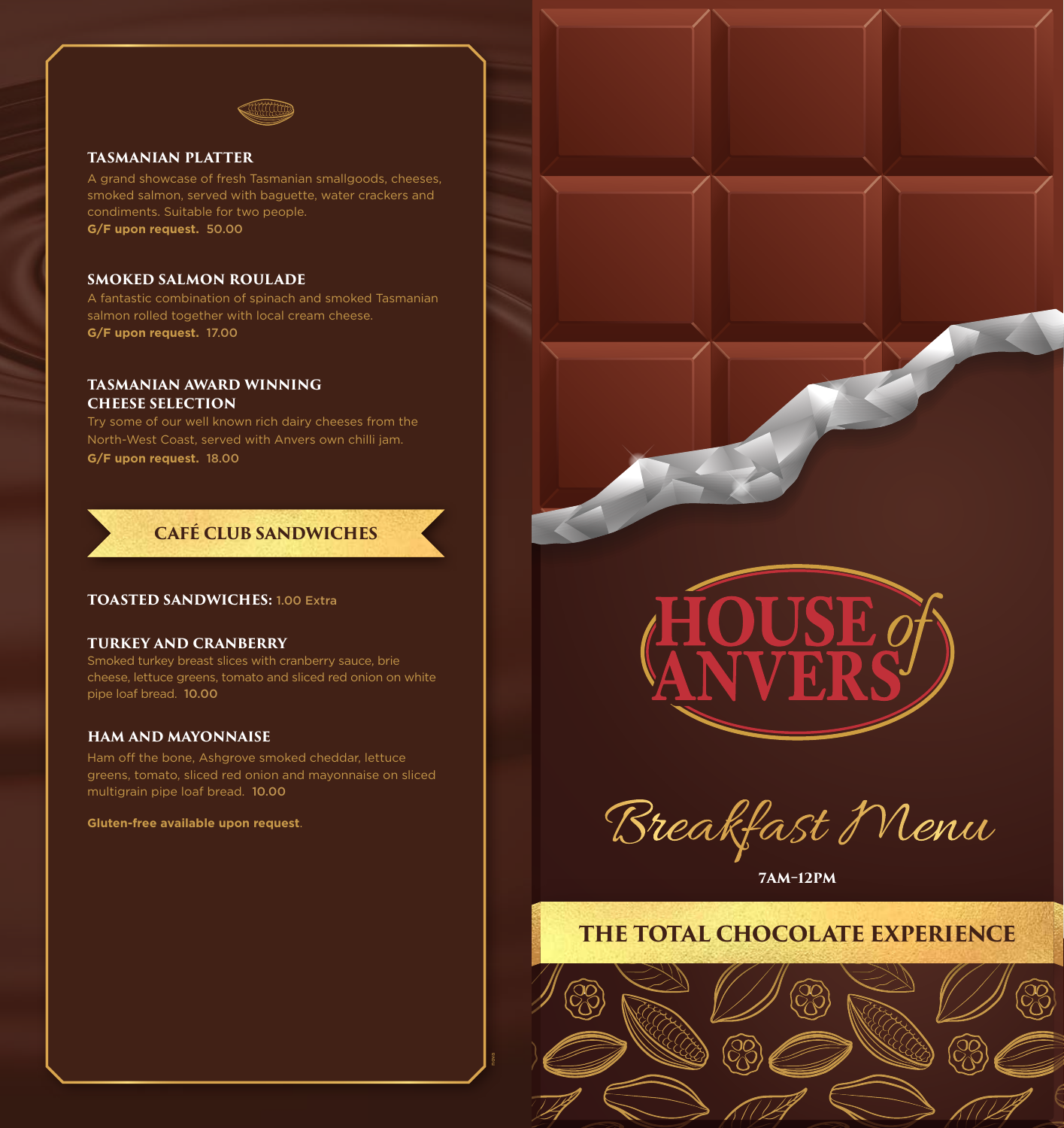### TASMANIAN PLATTER

A grand showcase of fresh Tasmanian smallgoods, cheeses, smoked salmon, served with baguette, water crackers and condiments. Suitable for two people.
**G/F upon request. 50.00**

### SMOKED SALMON ROULADE

A fantastic combination of spinach and smoked Tasmanian salmon rolled together with local cream cheese.
**G/F upon request. 17.00**

### TASMANIAN AWARD WINNING CHEESE SELECTION

Try some of our well known rich dairy cheeses from the North-West Coast, served with Anvers own chilli jam.
**G/F upon request. 18.00**

## CAFÉ CLUB SANDWICHES

**TOASTED SANDWICHES:** 1.00 Extra

### TURKEY AND CRANBERRY

Smoked turkey breast slices with cranberry sauce, brie cheese, lettuce greens, tomato and sliced red onion on white pipe loaf bread. **10.00**

### HAM AND MAYONNAISE

Ham off the bone, Ashgrove smoked cheddar, lettuce greens, tomato, sliced red onion and mayonnaise on sliced multigrain pipe loaf bread. **10.00**

**Gluten-free available upon request**.

# HOUSE of ANVERS

## Breakfast Menu

**7AM–12PM**

**THE TOTAL CHOCOLATE EXPERIENCE**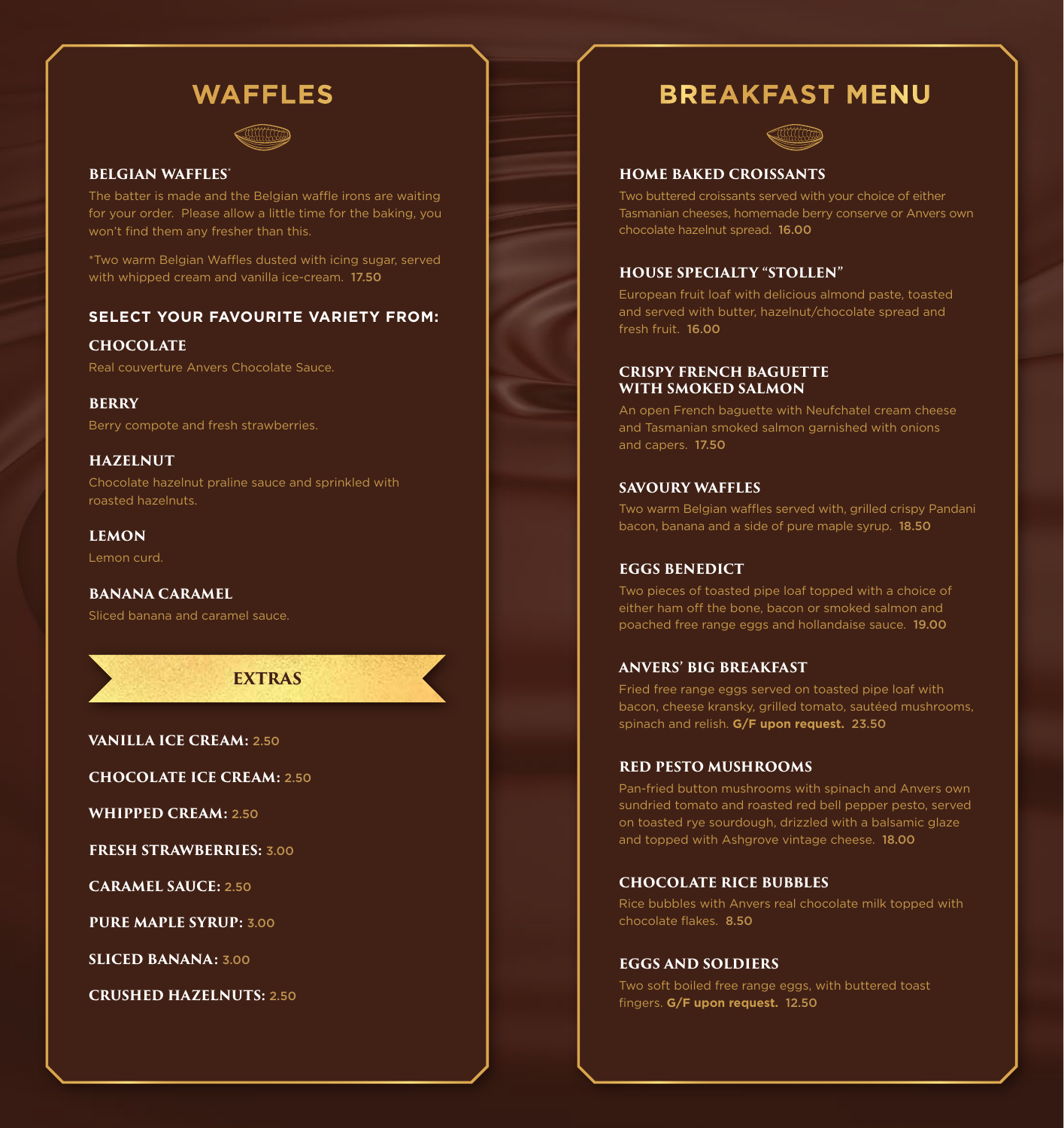# WAFFLES

### BELGIAN WAFFLES*

The batter is made and the Belgian waffle irons are waiting for your order. Please allow a little time for the baking, you won't find them any fresher than this.

*Two warm Belgian Waffles dusted with icing sugar, served with whipped cream and vanilla ice-cream. **17.50**

## SELECT YOUR FAVOURITE VARIETY FROM:

### CHOCOLATE

Real couverture Anvers Chocolate Sauce.

### BERRY

Berry compote and fresh strawberries.

### HAZELNUT

Chocolate hazelnut praline sauce and sprinkled with roasted hazelnuts.

### LEMON

Lemon curd.

### BANANA CARAMEL

Sliced banana and caramel sauce.

## EXTRAS

**VANILLA ICE CREAM:** 2.50

**CHOCOLATE ICE CREAM:** 2.50

**WHIPPED CREAM:** 2.50

**FRESH STRAWBERRIES:** 3.00

**CARAMEL SAUCE:** 2.50

**PURE MAPLE SYRUP:** 3.00

**SLICED BANANA:** 3.00

**CRUSHED HAZELNUTS:** 2.50

# BREAKFAST MENU

### HOME BAKED CROISSANTS

Two buttered croissants served with your choice of either Tasmanian cheeses, homemade berry conserve or Anvers own chocolate hazelnut spread. **16.00**

### HOUSE SPECIALTY "STOLLEN"

European fruit loaf with delicious almond paste, toasted and served with butter, hazelnut/chocolate spread and fresh fruit. **16.00**

### CRISPY FRENCH BAGUETTE WITH SMOKED SALMON

An open French baguette with Neufchatel cream cheese and Tasmanian smoked salmon garnished with onions and capers. **17.50**

### SAVOURY WAFFLES

Two warm Belgian waffles served with, grilled crispy Pandani bacon, banana and a side of pure maple syrup. **18.50**

### EGGS BENEDICT

Two pieces of toasted pipe loaf topped with a choice of either ham off the bone, bacon or smoked salmon and poached free range eggs and hollandaise sauce. **19.00**

### ANVERS' BIG BREAKFAST

Fried free range eggs served on toasted pipe loaf with bacon, cheese kransky, grilled tomato, sautéed mushrooms, spinach and relish. **G/F upon request. 23.50**

### RED PESTO MUSHROOMS

Pan-fried button mushrooms with spinach and Anvers own sundried tomato and roasted red bell pepper pesto, served on toasted rye sourdough, drizzled with a balsamic glaze and topped with Ashgrove vintage cheese. **18.00**

### CHOCOLATE RICE BUBBLES

Rice bubbles with Anvers real chocolate milk topped with chocolate flakes. **8.50**

### EGGS AND SOLDIERS

Two soft boiled free range eggs, with buttered toast fingers. **G/F upon request. 12.50**